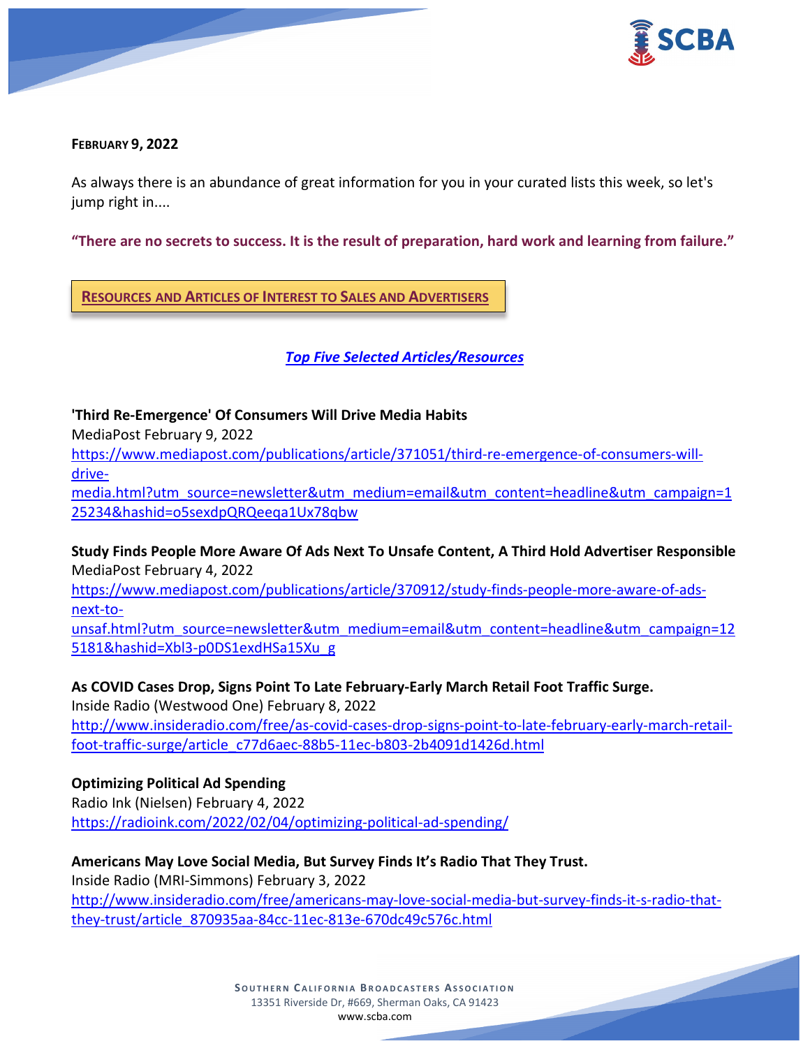**FEBRUARY 9, 2022**

As always there is an abundance of great information for you in your curated lists this week, so let's jump right in....

**"There are no secrets to success. It is the result of preparation, hard work and learning from failure."**

## RESOURCES AND ARTICLES OF INTEREST TO SALES AND ADVERTISERS

### *Top Five Selected Articles/Resources*

**'Third Re-Emergence' Of Consumers Will Drive Media Habits**
MediaPost February 9, 2022
https://www.mediapost.com/publications/article/371051/third-re-emergence-of-consumers-will-drive-media.html?utm_source=newsletter&utm_medium=email&utm_content=headline&utm_campaign=125234&hashid=o5sexdpQRQeeqa1Ux78qbw

**Study Finds People More Aware Of Ads Next To Unsafe Content, A Third Hold Advertiser Responsible**
MediaPost February 4, 2022
https://www.mediapost.com/publications/article/370912/study-finds-people-more-aware-of-ads-next-to-unsaf.html?utm_source=newsletter&utm_medium=email&utm_content=headline&utm_campaign=125181&hashid=Xbl3-p0DS1exdHSa15Xu_g

**As COVID Cases Drop, Signs Point To Late February-Early March Retail Foot Traffic Surge.**
Inside Radio (Westwood One) February 8, 2022
http://www.insideradio.com/free/as-covid-cases-drop-signs-point-to-late-february-early-march-retail-foot-traffic-surge/article_c77d6aec-88b5-11ec-b803-2b4091d1426d.html

**Optimizing Political Ad Spending**
Radio Ink (Nielsen) February 4, 2022
https://radioink.com/2022/02/04/optimizing-political-ad-spending/

**Americans May Love Social Media, But Survey Finds It's Radio That They Trust.**
Inside Radio (MRI-Simmons) February 3, 2022
http://www.insideradio.com/free/americans-may-love-social-media-but-survey-finds-it-s-radio-that-they-trust/article_870935aa-84cc-11ec-813e-670dc49c576c.html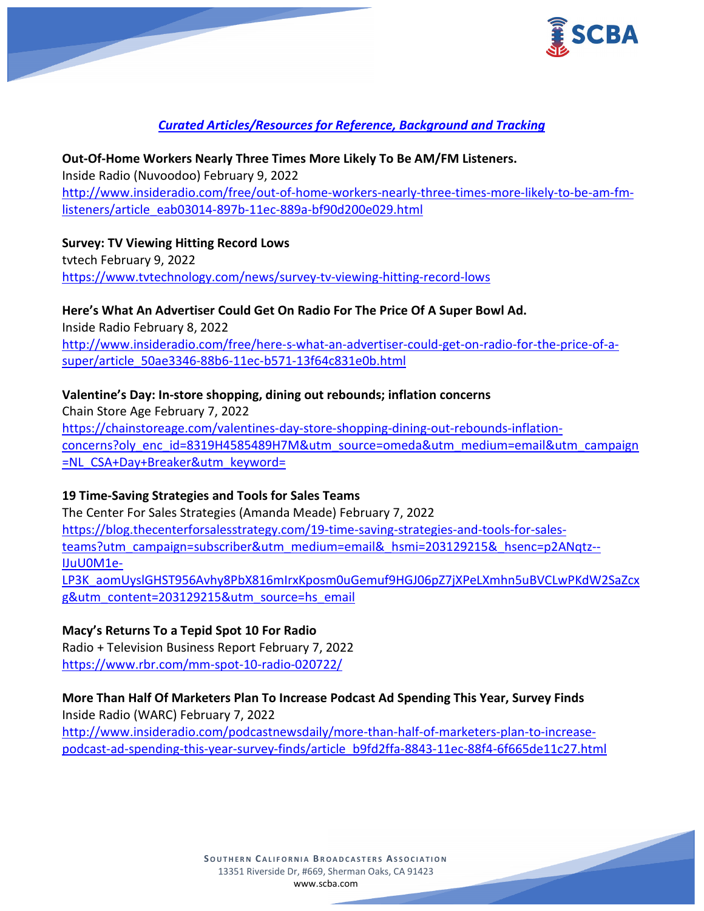***Curated Articles/Resources for Reference, Background and Tracking***

**Out-Of-Home Workers Nearly Three Times More Likely To Be AM/FM Listeners.**
Inside Radio (Nuvoodoo) February 9, 2022
http://www.insideradio.com/free/out-of-home-workers-nearly-three-times-more-likely-to-be-am-fm-listeners/article_eab03014-897b-11ec-889a-bf90d200e029.html

**Survey: TV Viewing Hitting Record Lows**
tvtech February 9, 2022
https://www.tvtechnology.com/news/survey-tv-viewing-hitting-record-lows

**Here's What An Advertiser Could Get On Radio For The Price Of A Super Bowl Ad.**
Inside Radio February 8, 2022
http://www.insideradio.com/free/here-s-what-an-advertiser-could-get-on-radio-for-the-price-of-a-super/article_50ae3346-88b6-11ec-b571-13f64c831e0b.html

**Valentine's Day: In-store shopping, dining out rebounds; inflation concerns**
Chain Store Age February 7, 2022
https://chainstoreage.com/valentines-day-store-shopping-dining-out-rebounds-inflation-concerns?oly_enc_id=8319H4585489H7M&utm_source=omeda&utm_medium=email&utm_campaign=NL_CSA+Day+Breaker&utm_keyword=

**19 Time-Saving Strategies and Tools for Sales Teams**
The Center For Sales Strategies (Amanda Meade) February 7, 2022
https://blog.thecenterforsalesstrategy.com/19-time-saving-strategies-and-tools-for-sales-teams?utm_campaign=subscriber&utm_medium=email&_hsmi=203129215&_hsenc=p2ANqtz--IJuU0M1e-LP3K_aomUyslGHST956Avhy8PbX816mIrxKposm0uGemuf9HGJ06pZ7jXPeLXmhn5uBVCLwPKdW2SaZcxg&utm_content=203129215&utm_source=hs_email

**Macy's Returns To a Tepid Spot 10 For Radio**
Radio + Television Business Report February 7, 2022
https://www.rbr.com/mm-spot-10-radio-020722/

**More Than Half Of Marketers Plan To Increase Podcast Ad Spending This Year, Survey Finds**
Inside Radio (WARC) February 7, 2022
http://www.insideradio.com/podcastnewsdaily/more-than-half-of-marketers-plan-to-increase-podcast-ad-spending-this-year-survey-finds/article_b9fd2ffa-8843-11ec-88f4-6f665de11c27.html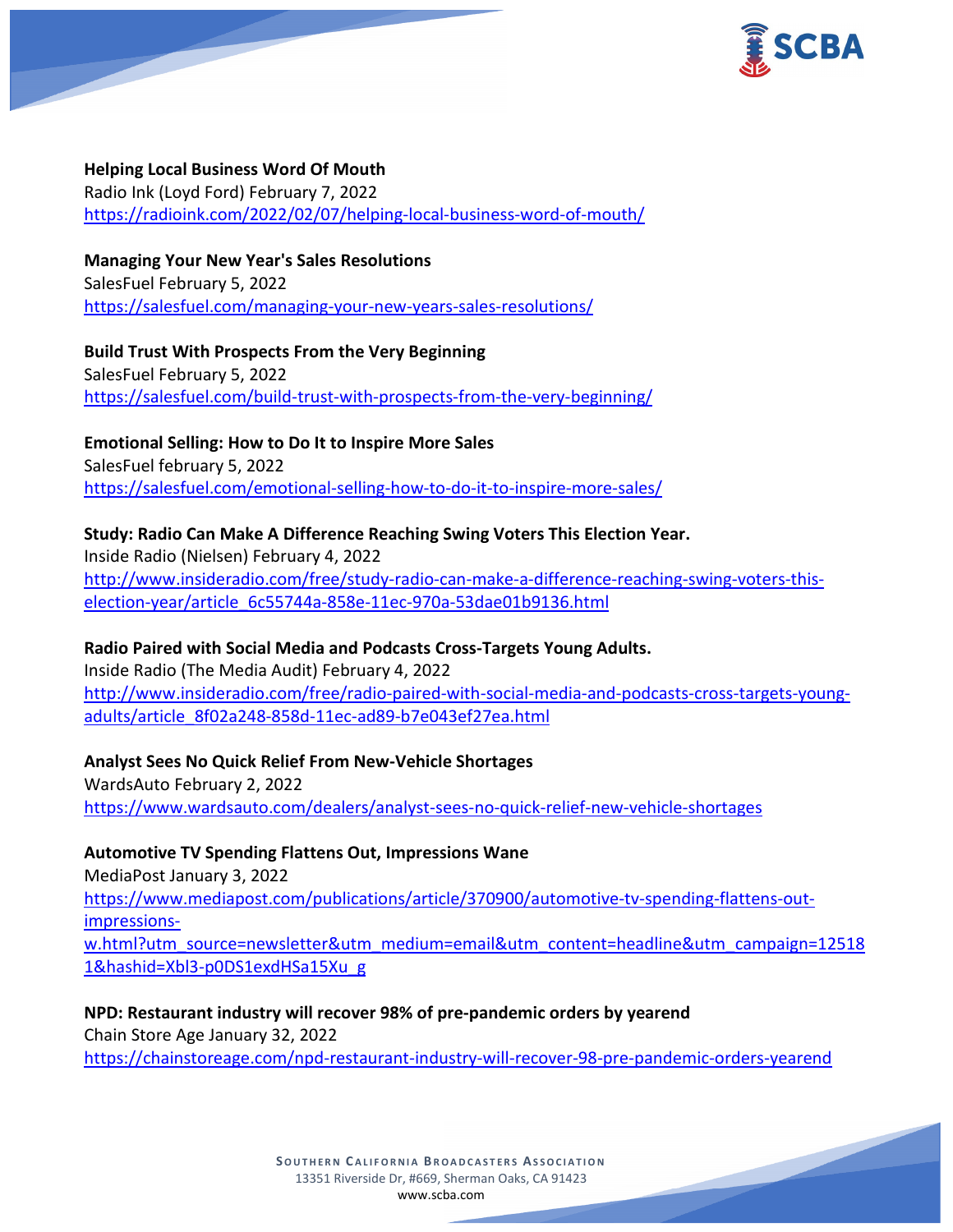**Helping Local Business Word Of Mouth**
Radio Ink (Loyd Ford) February 7, 2022
https://radioink.com/2022/02/07/helping-local-business-word-of-mouth/

**Managing Your New Year's Sales Resolutions**
SalesFuel February 5, 2022
https://salesfuel.com/managing-your-new-years-sales-resolutions/

**Build Trust With Prospects From the Very Beginning**
SalesFuel February 5, 2022
https://salesfuel.com/build-trust-with-prospects-from-the-very-beginning/

**Emotional Selling: How to Do It to Inspire More Sales**
SalesFuel february 5, 2022
https://salesfuel.com/emotional-selling-how-to-do-it-to-inspire-more-sales/

**Study: Radio Can Make A Difference Reaching Swing Voters This Election Year.**
Inside Radio (Nielsen) February 4, 2022
http://www.insideradio.com/free/study-radio-can-make-a-difference-reaching-swing-voters-this-election-year/article_6c55744a-858e-11ec-970a-53dae01b9136.html

**Radio Paired with Social Media and Podcasts Cross-Targets Young Adults.**
Inside Radio (The Media Audit) February 4, 2022
http://www.insideradio.com/free/radio-paired-with-social-media-and-podcasts-cross-targets-young-adults/article_8f02a248-858d-11ec-ad89-b7e043ef27ea.html

**Analyst Sees No Quick Relief From New-Vehicle Shortages**
WardsAuto February 2, 2022
https://www.wardsauto.com/dealers/analyst-sees-no-quick-relief-new-vehicle-shortages

**Automotive TV Spending Flattens Out, Impressions Wane**
MediaPost January 3, 2022
https://www.mediapost.com/publications/article/370900/automotive-tv-spending-flattens-out-impressions-w.html?utm_source=newsletter&utm_medium=email&utm_content=headline&utm_campaign=125181&hashid=Xbl3-p0DS1exdHSa15Xu_g

**NPD: Restaurant industry will recover 98% of pre-pandemic orders by yearend**
Chain Store Age January 32, 2022
https://chainstoreage.com/npd-restaurant-industry-will-recover-98-pre-pandemic-orders-yearend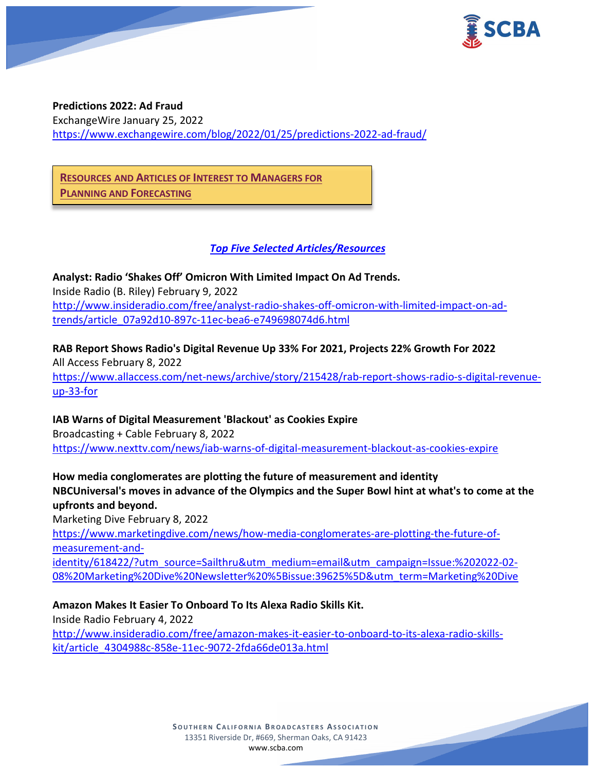**Predictions 2022: Ad Fraud**
ExchangeWire January 25, 2022
https://www.exchangewire.com/blog/2022/01/25/predictions-2022-ad-fraud/

## RESOURCES AND ARTICLES OF INTEREST TO MANAGERS FOR PLANNING AND FORECASTING

### *Top Five Selected Articles/Resources*

**Analyst: Radio 'Shakes Off' Omicron With Limited Impact On Ad Trends.**
Inside Radio (B. Riley) February 9, 2022
http://www.insideradio.com/free/analyst-radio-shakes-off-omicron-with-limited-impact-on-ad-trends/article_07a92d10-897c-11ec-bea6-e749698074d6.html

**RAB Report Shows Radio's Digital Revenue Up 33% For 2021, Projects 22% Growth For 2022**
All Access February 8, 2022
https://www.allaccess.com/net-news/archive/story/215428/rab-report-shows-radio-s-digital-revenue-up-33-for

**IAB Warns of Digital Measurement 'Blackout' as Cookies Expire**
Broadcasting + Cable February 8, 2022
https://www.nexttv.com/news/iab-warns-of-digital-measurement-blackout-as-cookies-expire

**How media conglomerates are plotting the future of measurement and identity**
**NBCUniversal's moves in advance of the Olympics and the Super Bowl hint at what's to come at the upfronts and beyond.**
Marketing Dive February 8, 2022
https://www.marketingdive.com/news/how-media-conglomerates-are-plotting-the-future-of-measurement-and-identity/618422/?utm_source=Sailthru&utm_medium=email&utm_campaign=Issue:%202022-02-08%20Marketing%20Dive%20Newsletter%20%5Bissue:39625%5D&utm_term=Marketing%20Dive

**Amazon Makes It Easier To Onboard To Its Alexa Radio Skills Kit.**
Inside Radio February 4, 2022
http://www.insideradio.com/free/amazon-makes-it-easier-to-onboard-to-its-alexa-radio-skills-kit/article_4304988c-858e-11ec-9072-2fda66de013a.html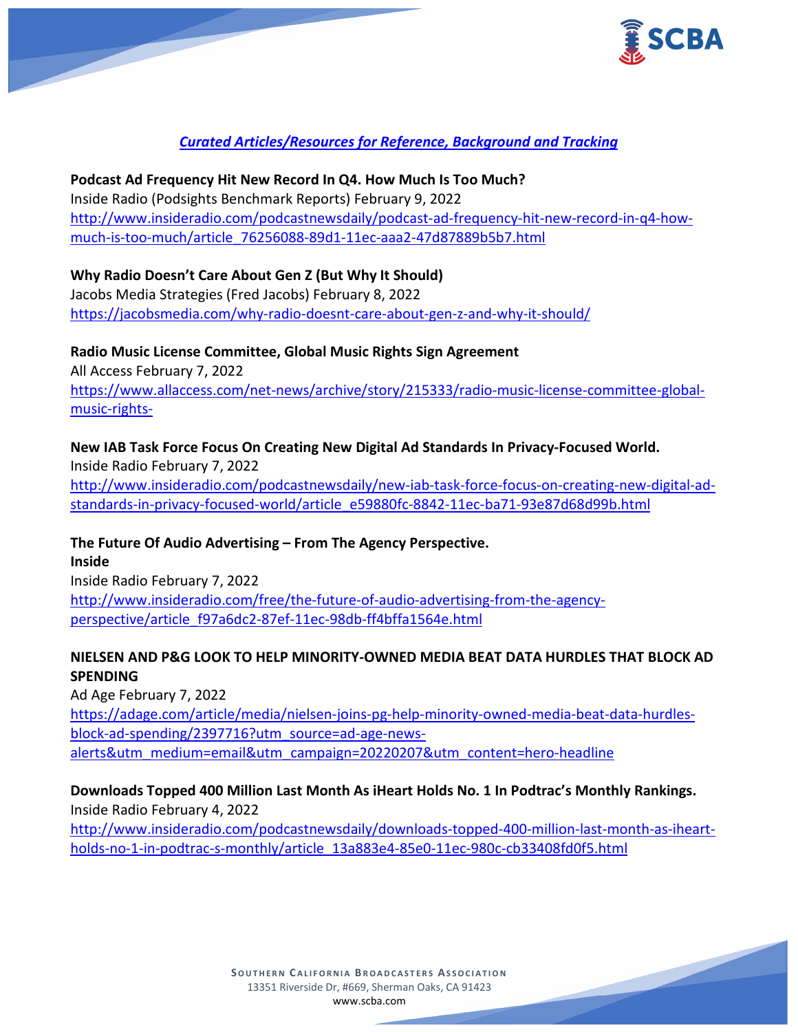***Curated Articles/Resources for Reference, Background and Tracking***

**Podcast Ad Frequency Hit New Record In Q4. How Much Is Too Much?**
Inside Radio (Podsights Benchmark Reports) February 9, 2022
http://www.insideradio.com/podcastnewsdaily/podcast-ad-frequency-hit-new-record-in-q4-how-much-is-too-much/article_76256088-89d1-11ec-aaa2-47d87889b5b7.html

**Why Radio Doesn't Care About Gen Z (But Why It Should)**
Jacobs Media Strategies (Fred Jacobs) February 8, 2022
https://jacobsmedia.com/why-radio-doesnt-care-about-gen-z-and-why-it-should/

**Radio Music License Committee, Global Music Rights Sign Agreement**
All Access February 7, 2022
https://www.allaccess.com/net-news/archive/story/215333/radio-music-license-committee-global-music-rights-

**New IAB Task Force Focus On Creating New Digital Ad Standards In Privacy-Focused World.**
Inside Radio February 7, 2022
http://www.insideradio.com/podcastnewsdaily/new-iab-task-force-focus-on-creating-new-digital-ad-standards-in-privacy-focused-world/article_e59880fc-8842-11ec-ba71-93e87d68d99b.html

**The Future Of Audio Advertising – From The Agency Perspective.**
**Inside**
Inside Radio February 7, 2022
http://www.insideradio.com/free/the-future-of-audio-advertising-from-the-agency-perspective/article_f97a6dc2-87ef-11ec-98db-ff4bffa1564e.html

**NIELSEN AND P&G LOOK TO HELP MINORITY-OWNED MEDIA BEAT DATA HURDLES THAT BLOCK AD SPENDING**
Ad Age February 7, 2022
https://adage.com/article/media/nielsen-joins-pg-help-minority-owned-media-beat-data-hurdles-block-ad-spending/2397716?utm_source=ad-age-news-alerts&utm_medium=email&utm_campaign=20220207&utm_content=hero-headline

**Downloads Topped 400 Million Last Month As iHeart Holds No. 1 In Podtrac's Monthly Rankings.**
Inside Radio February 4, 2022
http://www.insideradio.com/podcastnewsdaily/downloads-topped-400-million-last-month-as-iheart-holds-no-1-in-podtrac-s-monthly/article_13a883e4-85e0-11ec-980c-cb33408fd0f5.html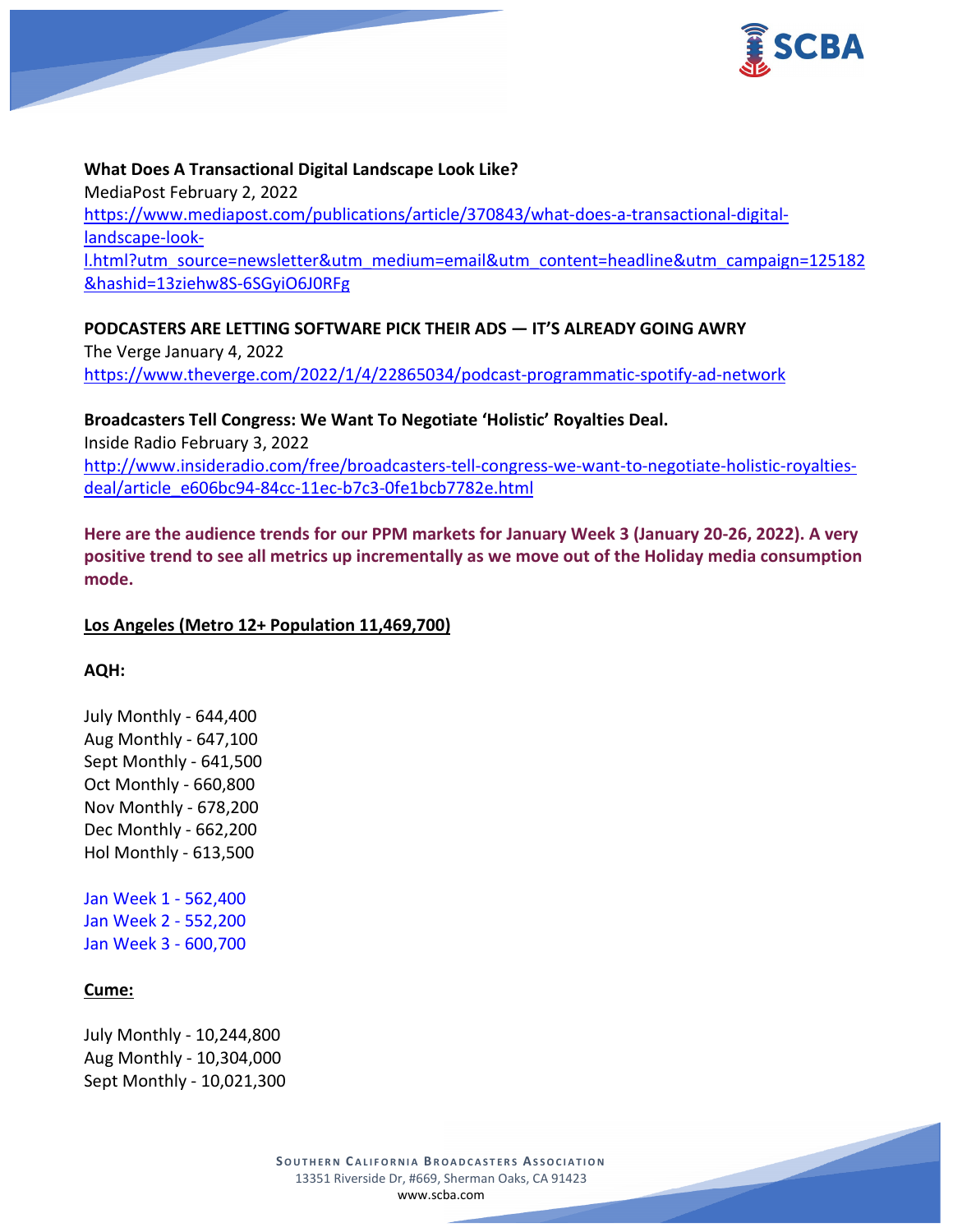**What Does A Transactional Digital Landscape Look Like?**
MediaPost February 2, 2022
[https://www.mediapost.com/publications/article/370843/what-does-a-transactional-digital-landscape-look-l.html?utm_source=newsletter&utm_medium=email&utm_content=headline&utm_campaign=125182&hashid=13ziehw8S-6SGyiO6J0RFg](https://www.mediapost.com/publications/article/370843/what-does-a-transactional-digital-landscape-look-l.html?utm_source=newsletter&utm_medium=email&utm_content=headline&utm_campaign=125182&hashid=13ziehw8S-6SGyiO6J0RFg)

**PODCASTERS ARE LETTING SOFTWARE PICK THEIR ADS — IT'S ALREADY GOING AWRY**
The Verge January 4, 2022
[https://www.theverge.com/2022/1/4/22865034/podcast-programmatic-spotify-ad-network](https://www.theverge.com/2022/1/4/22865034/podcast-programmatic-spotify-ad-network)

**Broadcasters Tell Congress: We Want To Negotiate 'Holistic' Royalties Deal.**
Inside Radio February 3, 2022
[http://www.insideradio.com/free/broadcasters-tell-congress-we-want-to-negotiate-holistic-royalties-deal/article_e606bc94-84cc-11ec-b7c3-0fe1bcb7782e.html](http://www.insideradio.com/free/broadcasters-tell-congress-we-want-to-negotiate-holistic-royalties-deal/article_e606bc94-84cc-11ec-b7c3-0fe1bcb7782e.html)

**Here are the audience trends for our PPM markets for January Week 3 (January 20-26, 2022). A very positive trend to see all metrics up incrementally as we move out of the Holiday media consumption mode.**

**Los Angeles (Metro 12+ Population 11,469,700)**

**AQH:**

July Monthly - 644,400
Aug Monthly - 647,100
Sept Monthly - 641,500
Oct Monthly - 660,800
Nov Monthly - 678,200
Dec Monthly - 662,200
Hol Monthly - 613,500

Jan Week 1 - 562,400
Jan Week 2 - 552,200
Jan Week 3 - 600,700

**Cume:**

July Monthly - 10,244,800
Aug Monthly - 10,304,000
Sept Monthly - 10,021,300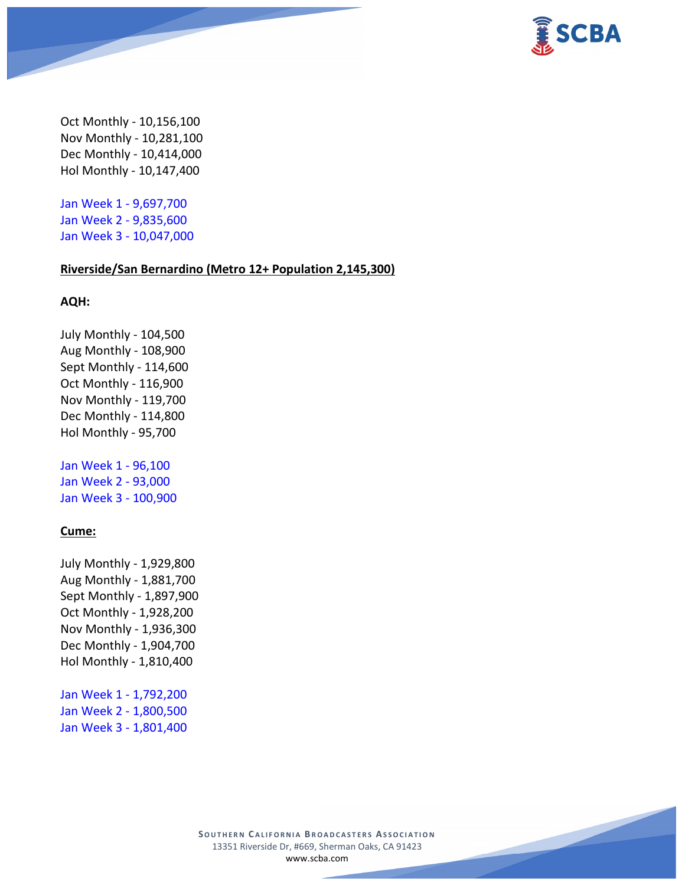Oct Monthly - 10,156,100
Nov Monthly - 10,281,100
Dec Monthly - 10,414,000
Hol Monthly - 10,147,400

Jan Week 1 - 9,697,700
Jan Week 2 - 9,835,600
Jan Week 3 - 10,047,000

**Riverside/San Bernardino (Metro 12+ Population 2,145,300)**

**AQH:**

July Monthly - 104,500
Aug Monthly - 108,900
Sept Monthly - 114,600
Oct Monthly - 116,900
Nov Monthly - 119,700
Dec Monthly - 114,800
Hol Monthly - 95,700

Jan Week 1 - 96,100
Jan Week 2 - 93,000
Jan Week 3 - 100,900

**Cume:**

July Monthly - 1,929,800
Aug Monthly - 1,881,700
Sept Monthly - 1,897,900
Oct Monthly - 1,928,200
Nov Monthly - 1,936,300
Dec Monthly - 1,904,700
Hol Monthly - 1,810,400

Jan Week 1 - 1,792,200
Jan Week 2 - 1,800,500
Jan Week 3 - 1,801,400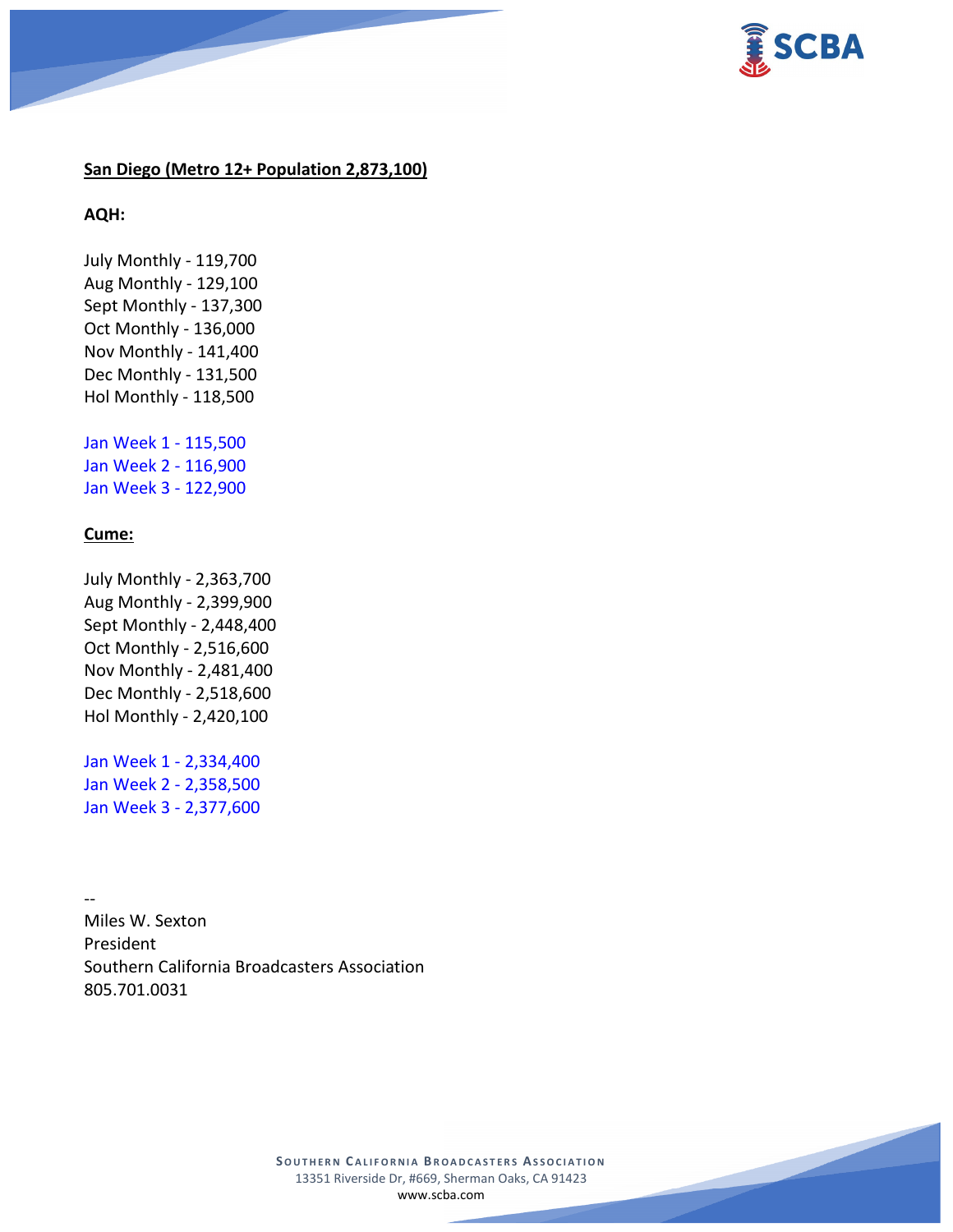**San Diego (Metro 12+ Population 2,873,100)**

**AQH:**

July Monthly - 119,700
Aug Monthly - 129,100
Sept Monthly - 137,300
Oct Monthly - 136,000
Nov Monthly - 141,400
Dec Monthly - 131,500
Hol Monthly - 118,500

Jan Week 1 - 115,500
Jan Week 2 - 116,900
Jan Week 3 - 122,900

**Cume:**

July Monthly - 2,363,700
Aug Monthly - 2,399,900
Sept Monthly - 2,448,400
Oct Monthly - 2,516,600
Nov Monthly - 2,481,400
Dec Monthly - 2,518,600
Hol Monthly - 2,420,100

Jan Week 1 - 2,334,400
Jan Week 2 - 2,358,500
Jan Week 3 - 2,377,600

--
Miles W. Sexton
President
Southern California Broadcasters Association
805.701.0031